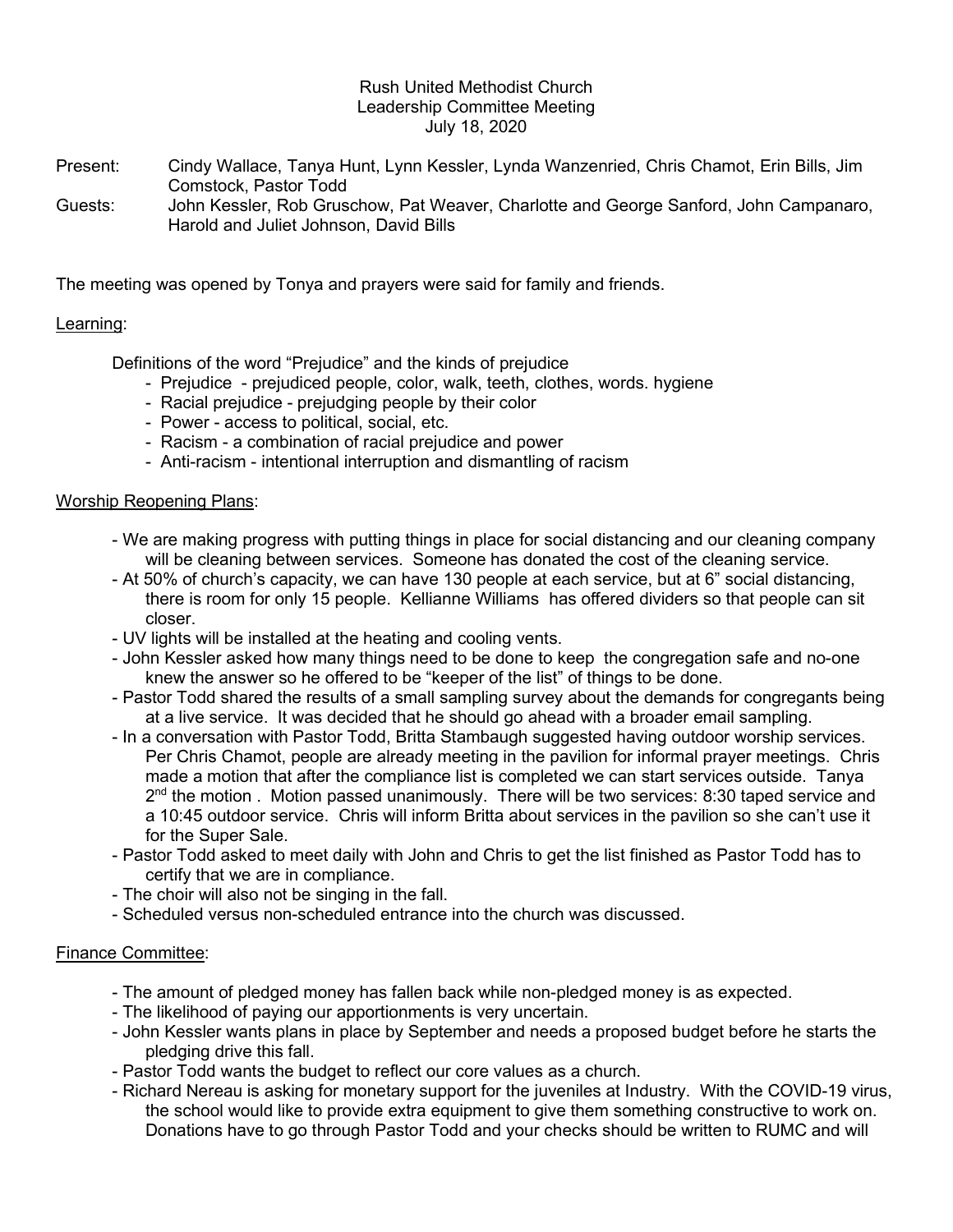Rush United Methodist Church
Leadership Committee Meeting
July 18, 2020

Present: Cindy Wallace, Tanya Hunt, Lynn Kessler, Lynda Wanzenried, Chris Chamot, Erin Bills, Jim Comstock, Pastor Todd
Guests: John Kessler, Rob Gruschow, Pat Weaver, Charlotte and George Sanford, John Campanaro, Harold and Juliet Johnson, David Bills

The meeting was opened by Tonya and prayers were said for family and friends.

Learning:

Definitions of the word "Prejudice" and the kinds of prejudice

- Prejudice - prejudiced people, color, walk, teeth, clothes, words. hygiene
- Racial prejudice - prejudging people by their color
- Power - access to political, social, etc.
- Racism - a combination of racial prejudice and power
- Anti-racism - intentional interruption and dismantling of racism

Worship Reopening Plans:

- We are making progress with putting things in place for social distancing and our cleaning company will be cleaning between services. Someone has donated the cost of the cleaning service.
- At 50% of church's capacity, we can have 130 people at each service, but at 6" social distancing, there is room for only 15 people. Kellianne Williams has offered dividers so that people can sit closer.
- UV lights will be installed at the heating and cooling vents.
- John Kessler asked how many things need to be done to keep the congregation safe and no-one knew the answer so he offered to be "keeper of the list" of things to be done.
- Pastor Todd shared the results of a small sampling survey about the demands for congregants being at a live service. It was decided that he should go ahead with a broader email sampling.
- In a conversation with Pastor Todd, Britta Stambaugh suggested having outdoor worship services. Per Chris Chamot, people are already meeting in the pavilion for informal prayer meetings. Chris made a motion that after the compliance list is completed we can start services outside. Tanya 2nd the motion . Motion passed unanimously. There will be two services: 8:30 taped service and a 10:45 outdoor service. Chris will inform Britta about services in the pavilion so she can't use it for the Super Sale.
- Pastor Todd asked to meet daily with John and Chris to get the list finished as Pastor Todd has to certify that we are in compliance.
- The choir will also not be singing in the fall.
- Scheduled versus non-scheduled entrance into the church was discussed.

Finance Committee:

- The amount of pledged money has fallen back while non-pledged money is as expected.
- The likelihood of paying our apportionments is very uncertain.
- John Kessler wants plans in place by September and needs a proposed budget before he starts the pledging drive this fall.
- Pastor Todd wants the budget to reflect our core values as a church.
- Richard Nereau is asking for monetary support for the juveniles at Industry. With the COVID-19 virus, the school would like to provide extra equipment to give them something constructive to work on. Donations have to go through Pastor Todd and your checks should be written to RUMC and will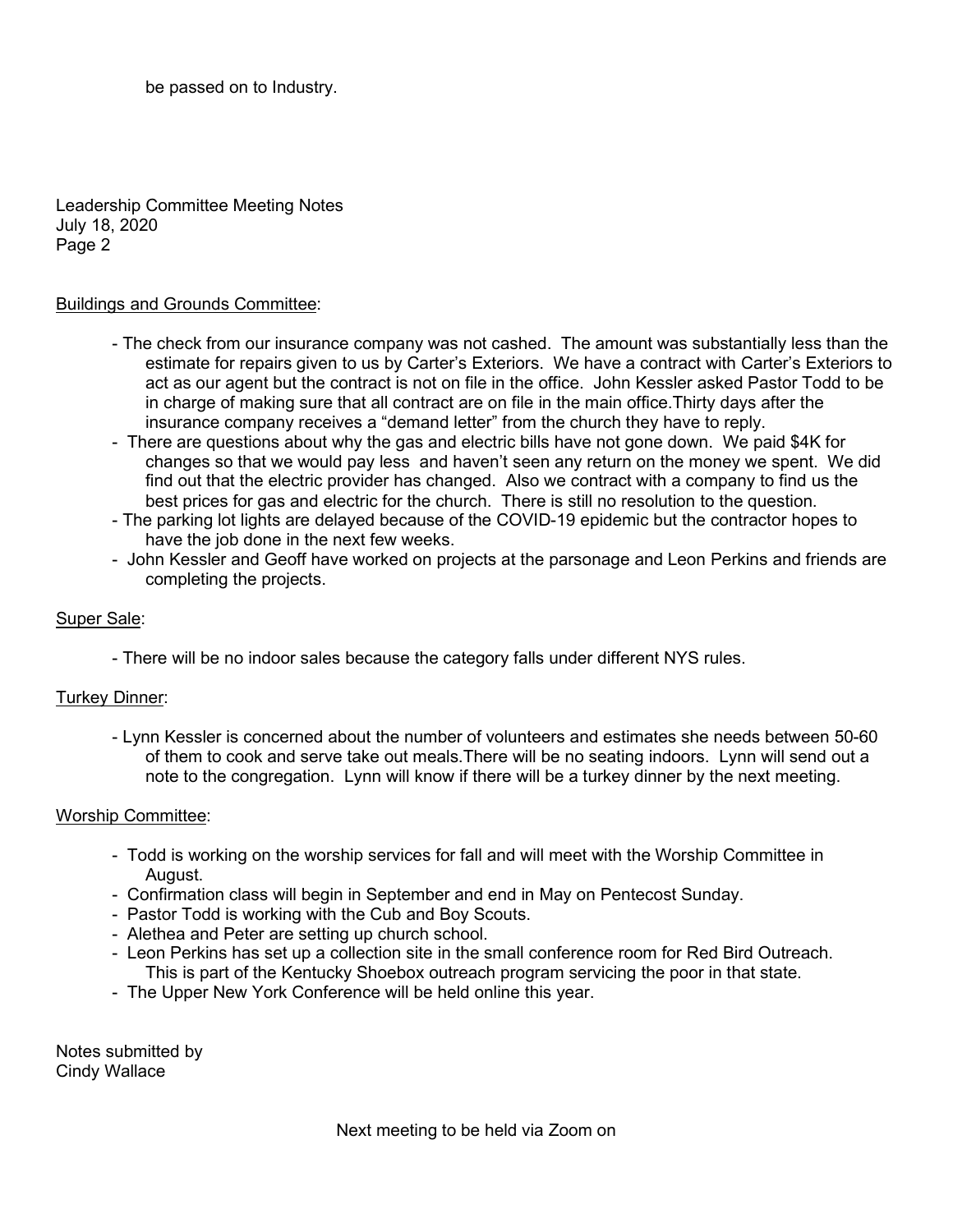be passed on to Industry.

Leadership Committee Meeting Notes
July 18, 2020
Page 2

Buildings and Grounds Committee:

- The check from our insurance company was not cashed. The amount was substantially less than the estimate for repairs given to us by Carter's Exteriors. We have a contract with Carter's Exteriors to act as our agent but the contract is not on file in the office. John Kessler asked Pastor Todd to be in charge of making sure that all contract are on file in the main office.Thirty days after the insurance company receives a "demand letter" from the church they have to reply.
- There are questions about why the gas and electric bills have not gone down. We paid $4K for changes so that we would pay less and haven't seen any return on the money we spent. We did find out that the electric provider has changed. Also we contract with a company to find us the best prices for gas and electric for the church. There is still no resolution to the question.
- The parking lot lights are delayed because of the COVID-19 epidemic but the contractor hopes to have the job done in the next few weeks.
- John Kessler and Geoff have worked on projects at the parsonage and Leon Perkins and friends are completing the projects.

Super Sale:

- There will be no indoor sales because the category falls under different NYS rules.

Turkey Dinner:

- Lynn Kessler is concerned about the number of volunteers and estimates she needs between 50-60 of them to cook and serve take out meals.There will be no seating indoors. Lynn will send out a note to the congregation. Lynn will know if there will be a turkey dinner by the next meeting.

Worship Committee:

- Todd is working on the worship services for fall and will meet with the Worship Committee in August.
- Confirmation class will begin in September and end in May on Pentecost Sunday.
- Pastor Todd is working with the Cub and Boy Scouts.
- Alethea and Peter are setting up church school.
- Leon Perkins has set up a collection site in the small conference room for Red Bird Outreach. This is part of the Kentucky Shoebox outreach program servicing the poor in that state.
- The Upper New York Conference will be held online this year.

Notes submitted by
Cindy Wallace

Next meeting to be held via Zoom on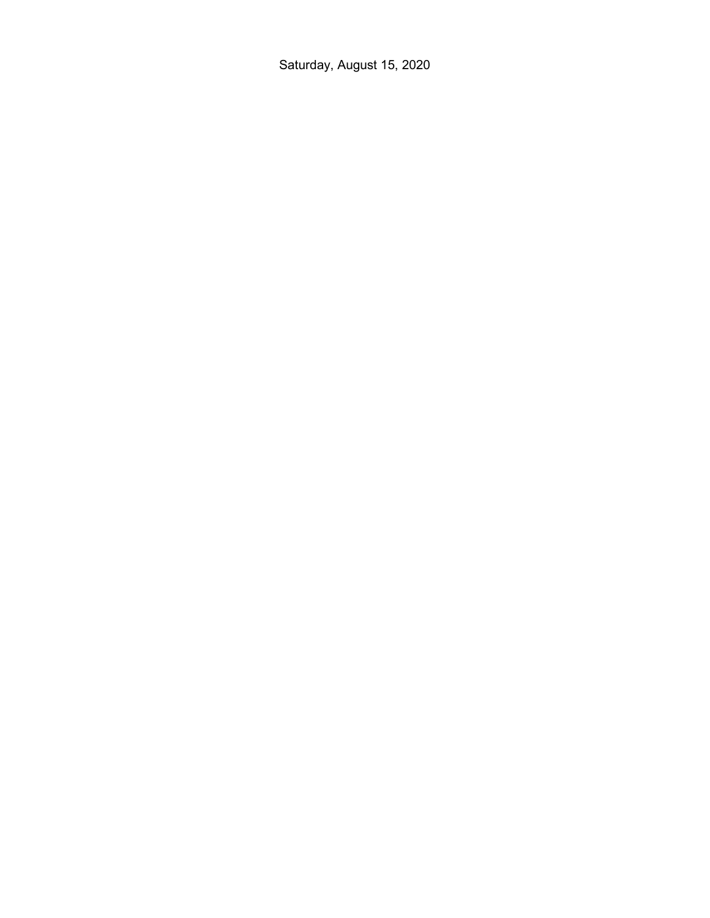Saturday, August 15, 2020